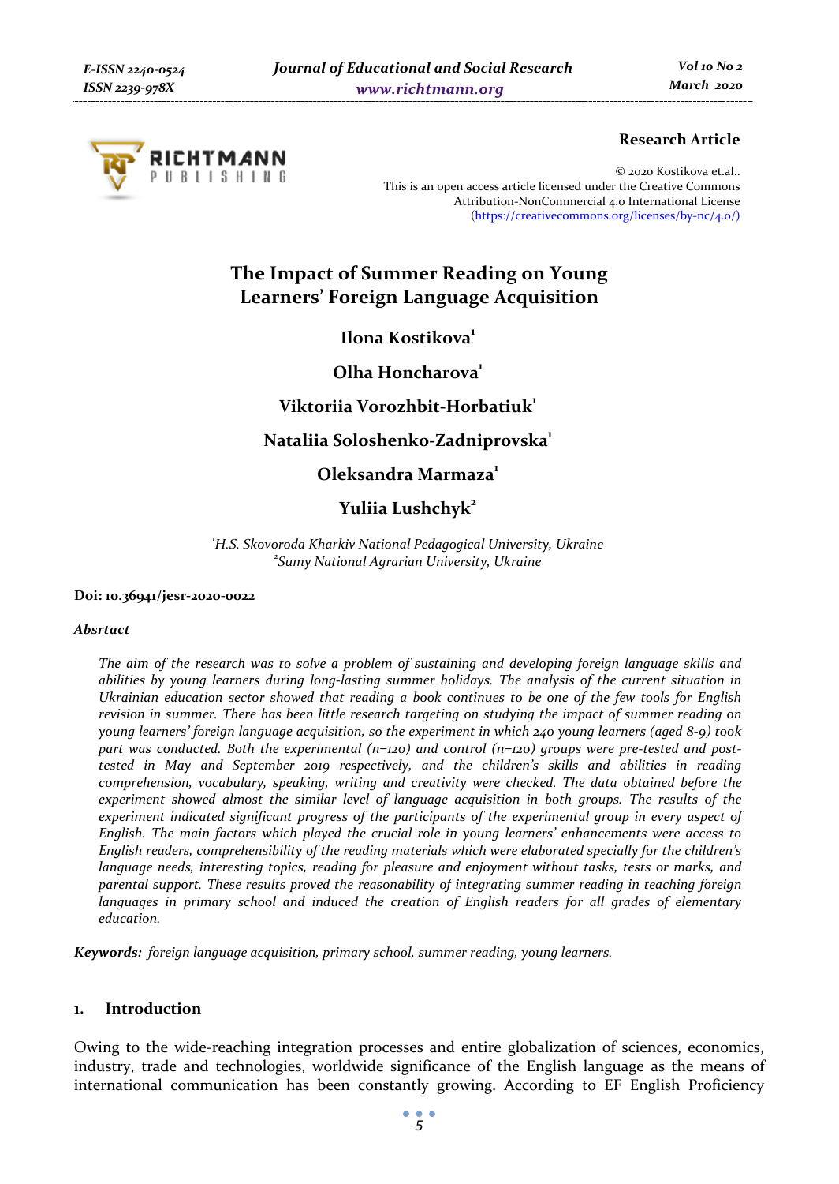**Research Article**

© 2020 Kostikova et.al..
This is an open access article licensed under the Creative Commons Attribution-NonCommercial 4.0 International License (https://creativecommons.org/licenses/by-nc/4.0/)

# The Impact of Summer Reading on Young Learners' Foreign Language Acquisition

**Ilona Kostikova**[1]

**Olha Honcharova**[1]

**Viktoriia Vorozhbit-Horbatiuk**[1]

**Nataliia Soloshenko-Zadniprovska**[1]

**Oleksandra Marmaza**[1]

**Yuliia Lushchyk**[2]

*[1]H.S. Skovoroda Kharkiv National Pedagogical University, Ukraine*
*[2]Sumy National Agrarian University, Ukraine*

**Doi: 10.36941/jesr-2020-0022**

***Absrtact***

*The aim of the research was to solve a problem of sustaining and developing foreign language skills and abilities by young learners during long-lasting summer holidays. The analysis of the current situation in Ukrainian education sector showed that reading a book continues to be one of the few tools for English revision in summer. There has been little research targeting on studying the impact of summer reading on young learners' foreign language acquisition, so the experiment in which 240 young learners (aged 8-9) took part was conducted. Both the experimental (n=120) and control (n=120) groups were pre-tested and post-tested in May and September 2019 respectively, and the children's skills and abilities in reading comprehension, vocabulary, speaking, writing and creativity were checked. The data obtained before the experiment showed almost the similar level of language acquisition in both groups. The results of the experiment indicated significant progress of the participants of the experimental group in every aspect of English. The main factors which played the crucial role in young learners' enhancements were access to English readers, comprehensibility of the reading materials which were elaborated specially for the children's language needs, interesting topics, reading for pleasure and enjoyment without tasks, tests or marks, and parental support. These results proved the reasonability of integrating summer reading in teaching foreign languages in primary school and induced the creation of English readers for all grades of elementary education.*

***Keywords:*** *foreign language acquisition, primary school, summer reading, young learners.*

## 1. Introduction

Owing to the wide-reaching integration processes and entire globalization of sciences, economics, industry, trade and technologies, worldwide significance of the English language as the means of international communication has been constantly growing. According to EF English Proficiency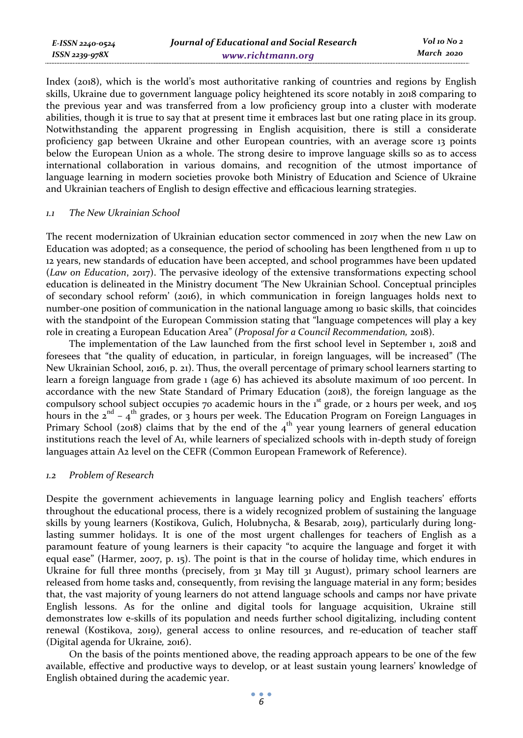Index (2018), which is the world's most authoritative ranking of countries and regions by English skills, Ukraine due to government language policy heightened its score notably in 2018 comparing to the previous year and was transferred from a low proficiency group into a cluster with moderate abilities, though it is true to say that at present time it embraces last but one rating place in its group. Notwithstanding the apparent progressing in English acquisition, there is still a considerate proficiency gap between Ukraine and other European countries, with an average score 13 points below the European Union as a whole. The strong desire to improve language skills so as to access international collaboration in various domains, and recognition of the utmost importance of language learning in modern societies provoke both Ministry of Education and Science of Ukraine and Ukrainian teachers of English to design effective and efficacious learning strategies.

### *1.1 The New Ukrainian School*

The recent modernization of Ukrainian education sector commenced in 2017 when the new Law on Education was adopted; as a consequence, the period of schooling has been lengthened from 11 up to 12 years, new standards of education have been accepted, and school programmes have been updated (*Law on Education*, 2017). The pervasive ideology of the extensive transformations expecting school education is delineated in the Ministry document 'The New Ukrainian School. Conceptual principles of secondary school reform' (2016), in which communication in foreign languages holds next to number-one position of communication in the national language among 10 basic skills, that coincides with the standpoint of the European Commission stating that "language competences will play a key role in creating a European Education Area" (*Proposal for a Council Recommendation,* 2018).

The implementation of the Law launched from the first school level in September 1, 2018 and foresees that "the quality of education, in particular, in foreign languages, will be increased" (The New Ukrainian School, 2016, p. 21). Thus, the overall percentage of primary school learners starting to learn a foreign language from grade 1 (age 6) has achieved its absolute maximum of 100 percent. In accordance with the new State Standard of Primary Education (2018), the foreign language as the compulsory school subject occupies 70 academic hours in the 1st grade, or 2 hours per week, and 105 hours in the 2nd – 4th grades, or 3 hours per week. The Education Program on Foreign Languages in Primary School (2018) claims that by the end of the 4th year young learners of general education institutions reach the level of A1, while learners of specialized schools with in-depth study of foreign languages attain A2 level on the CEFR (Common European Framework of Reference).

### *1.2 Problem of Research*

Despite the government achievements in language learning policy and English teachers' efforts throughout the educational process, there is a widely recognized problem of sustaining the language skills by young learners (Kostikova, Gulich, Holubnycha, & Besarab, 2019), particularly during long-lasting summer holidays. It is one of the most urgent challenges for teachers of English as a paramount feature of young learners is their capacity "to acquire the language and forget it with equal ease" (Harmer, 2007, p. 15). The point is that in the course of holiday time, which endures in Ukraine for full three months (precisely, from 31 May till 31 August), primary school learners are released from home tasks and, consequently, from revising the language material in any form; besides that, the vast majority of young learners do not attend language schools and camps nor have private English lessons. As for the online and digital tools for language acquisition, Ukraine still demonstrates low e-skills of its population and needs further school digitalizing, including content renewal (Kostikova, 2019), general access to online resources, and re-education of teacher staff (Digital agenda for Ukraine*,* 2016).

On the basis of the points mentioned above, the reading approach appears to be one of the few available, effective and productive ways to develop, or at least sustain young learners' knowledge of English obtained during the academic year.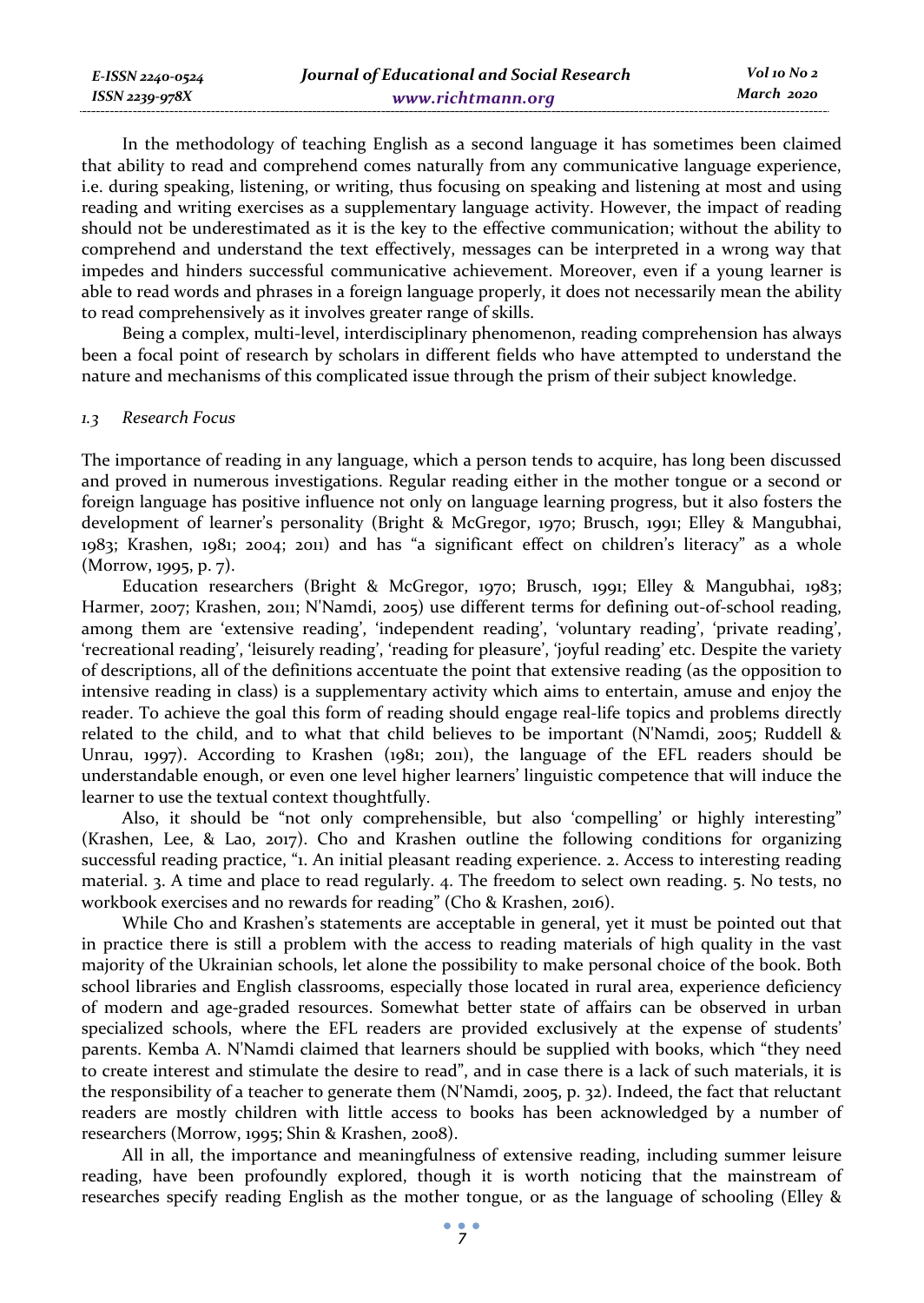In the methodology of teaching English as a second language it has sometimes been claimed that ability to read and comprehend comes naturally from any communicative language experience, i.e. during speaking, listening, or writing, thus focusing on speaking and listening at most and using reading and writing exercises as a supplementary language activity. However, the impact of reading should not be underestimated as it is the key to the effective communication; without the ability to comprehend and understand the text effectively, messages can be interpreted in a wrong way that impedes and hinders successful communicative achievement. Moreover, even if a young learner is able to read words and phrases in a foreign language properly, it does not necessarily mean the ability to read comprehensively as it involves greater range of skills.

Being a complex, multi-level, interdisciplinary phenomenon, reading comprehension has always been a focal point of research by scholars in different fields who have attempted to understand the nature and mechanisms of this complicated issue through the prism of their subject knowledge.

### *1.3 Research Focus*

The importance of reading in any language, which a person tends to acquire, has long been discussed and proved in numerous investigations. Regular reading either in the mother tongue or a second or foreign language has positive influence not only on language learning progress, but it also fosters the development of learner's personality (Bright & McGregor, 1970; Brusch, 1991; Elley & Mangubhai, 1983; Krashen, 1981; 2004; 2011) and has "a significant effect on children's literacy" as a whole (Morrow, 1995, p. 7).

Education researchers (Bright & McGregor, 1970; Brusch, 1991; Elley & Mangubhai, 1983; Harmer, 2007; Krashen, 2011; N'Namdi, 2005) use different terms for defining out-of-school reading, among them are 'extensive reading', 'independent reading', 'voluntary reading', 'private reading', 'recreational reading', 'leisurely reading', 'reading for pleasure', 'joyful reading' etc. Despite the variety of descriptions, all of the definitions accentuate the point that extensive reading (as the opposition to intensive reading in class) is a supplementary activity which aims to entertain, amuse and enjoy the reader. To achieve the goal this form of reading should engage real-life topics and problems directly related to the child, and to what that child believes to be important (N'Namdi, 2005; Ruddell & Unrau, 1997). According to Krashen (1981; 2011), the language of the EFL readers should be understandable enough, or even one level higher learners' linguistic competence that will induce the learner to use the textual context thoughtfully.

Also, it should be "not only comprehensible, but also 'compelling' or highly interesting" (Krashen, Lee, & Lao, 2017). Cho and Krashen outline the following conditions for organizing successful reading practice, "1. An initial pleasant reading experience. 2. Access to interesting reading material. 3. A time and place to read regularly. 4. The freedom to select own reading. 5. No tests, no workbook exercises and no rewards for reading" (Cho & Krashen, 2016).

While Cho and Krashen's statements are acceptable in general, yet it must be pointed out that in practice there is still a problem with the access to reading materials of high quality in the vast majority of the Ukrainian schools, let alone the possibility to make personal choice of the book. Both school libraries and English classrooms, especially those located in rural area, experience deficiency of modern and age-graded resources. Somewhat better state of affairs can be observed in urban specialized schools, where the EFL readers are provided exclusively at the expense of students' parents. Kemba A. N'Namdi claimed that learners should be supplied with books, which "they need to create interest and stimulate the desire to read", and in case there is a lack of such materials, it is the responsibility of a teacher to generate them (N'Namdi, 2005, p. 32). Indeed, the fact that reluctant readers are mostly children with little access to books has been acknowledged by a number of researchers (Morrow, 1995; Shin & Krashen, 2008).

All in all, the importance and meaningfulness of extensive reading, including summer leisure reading, have been profoundly explored, though it is worth noticing that the mainstream of researches specify reading English as the mother tongue, or as the language of schooling (Elley &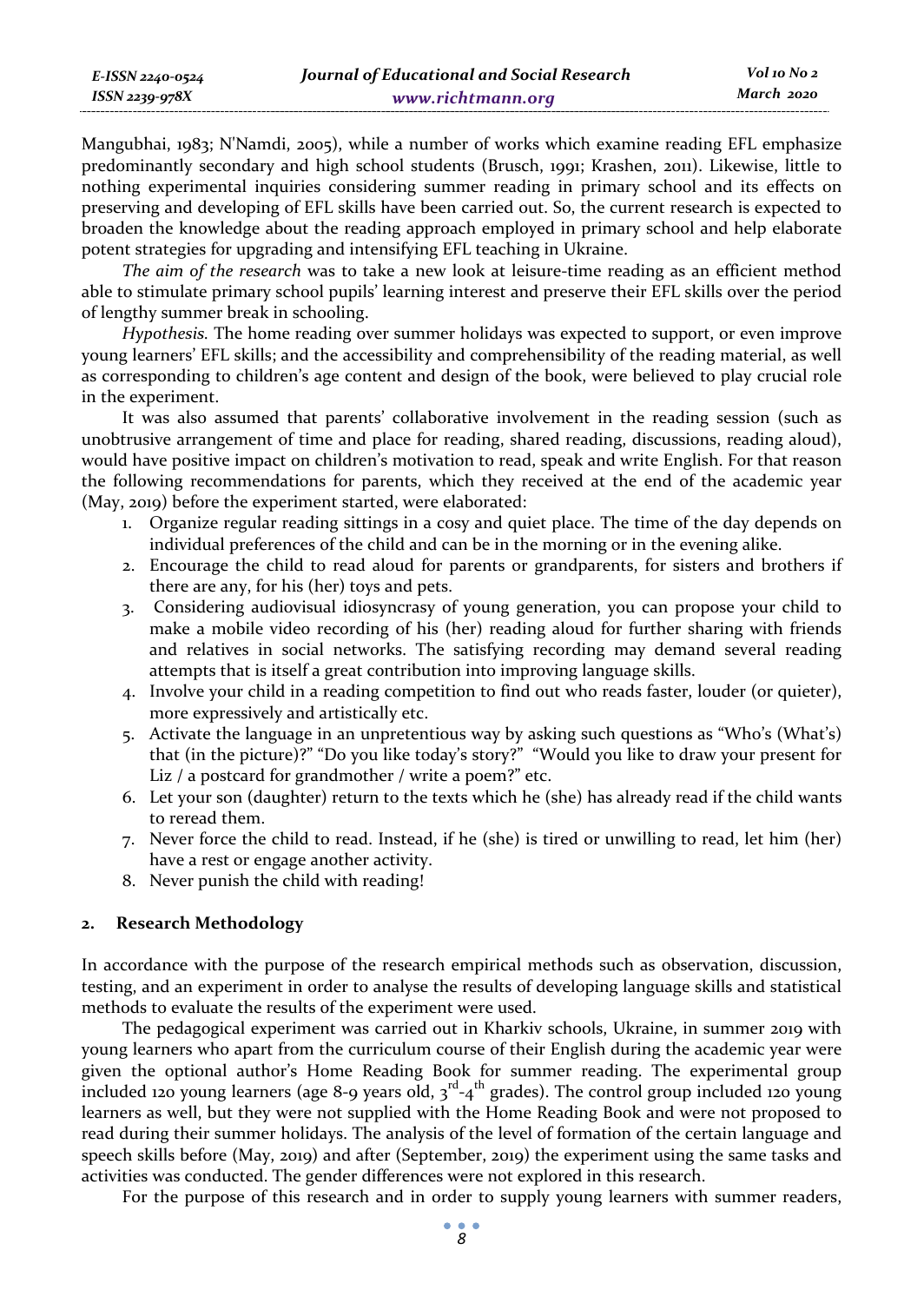Mangubhai, 1983; N'Namdi, 2005), while a number of works which examine reading EFL emphasize predominantly secondary and high school students (Brusch, 1991; Krashen, 2011). Likewise, little to nothing experimental inquiries considering summer reading in primary school and its effects on preserving and developing of EFL skills have been carried out. So, the current research is expected to broaden the knowledge about the reading approach employed in primary school and help elaborate potent strategies for upgrading and intensifying EFL teaching in Ukraine.

*The aim of the research* was to take a new look at leisure-time reading as an efficient method able to stimulate primary school pupils' learning interest and preserve their EFL skills over the period of lengthy summer break in schooling.

*Hypothesis.* The home reading over summer holidays was expected to support, or even improve young learners' EFL skills; and the accessibility and comprehensibility of the reading material, as well as corresponding to children's age content and design of the book, were believed to play crucial role in the experiment.

It was also assumed that parents' collaborative involvement in the reading session (such as unobtrusive arrangement of time and place for reading, shared reading, discussions, reading aloud), would have positive impact on children's motivation to read, speak and write English. For that reason the following recommendations for parents, which they received at the end of the academic year (May, 2019) before the experiment started, were elaborated:

1. Organize regular reading sittings in a cosy and quiet place. The time of the day depends on individual preferences of the child and can be in the morning or in the evening alike.
2. Encourage the child to read aloud for parents or grandparents, for sisters and brothers if there are any, for his (her) toys and pets.
3. Considering audiovisual idiosyncrasy of young generation, you can propose your child to make a mobile video recording of his (her) reading aloud for further sharing with friends and relatives in social networks. The satisfying recording may demand several reading attempts that is itself a great contribution into improving language skills.
4. Involve your child in a reading competition to find out who reads faster, louder (or quieter), more expressively and artistically etc.
5. Activate the language in an unpretentious way by asking such questions as "Who's (What's) that (in the picture)?" "Do you like today's story?" "Would you like to draw your present for Liz / a postcard for grandmother / write a poem?" etc.
6. Let your son (daughter) return to the texts which he (she) has already read if the child wants to reread them.
7. Never force the child to read. Instead, if he (she) is tired or unwilling to read, let him (her) have a rest or engage another activity.
8. Never punish the child with reading!

## 2. Research Methodology

In accordance with the purpose of the research empirical methods such as observation, discussion, testing, and an experiment in order to analyse the results of developing language skills and statistical methods to evaluate the results of the experiment were used.

The pedagogical experiment was carried out in Kharkiv schools, Ukraine, in summer 2019 with young learners who apart from the curriculum course of their English during the academic year were given the optional author's Home Reading Book for summer reading. The experimental group included 120 young learners (age 8-9 years old, 3rd-4th grades). The control group included 120 young learners as well, but they were not supplied with the Home Reading Book and were not proposed to read during their summer holidays. The analysis of the level of formation of the certain language and speech skills before (May, 2019) and after (September, 2019) the experiment using the same tasks and activities was conducted. The gender differences were not explored in this research.

For the purpose of this research and in order to supply young learners with summer readers,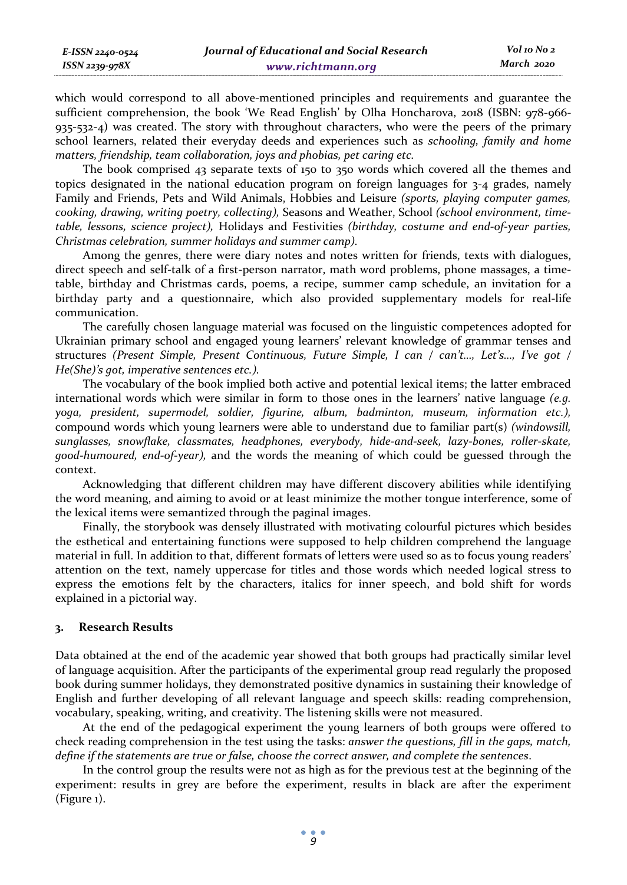which would correspond to all above-mentioned principles and requirements and guarantee the sufficient comprehension, the book 'We Read English' by Olha Honcharova, 2018 (ISBN: 978-966-935-532-4) was created. The story with throughout characters, who were the peers of the primary school learners, related their everyday deeds and experiences such as *schooling, family and home matters, friendship, team collaboration, joys and phobias, pet caring etc.*

The book comprised 43 separate texts of 150 to 350 words which covered all the themes and topics designated in the national education program on foreign languages for 3-4 grades, namely Family and Friends, Pets and Wild Animals, Hobbies and Leisure *(sports, playing computer games, cooking, drawing, writing poetry, collecting),* Seasons and Weather, School *(school environment, time-table, lessons, science project),* Holidays and Festivities *(birthday, costume and end-of-year parties, Christmas celebration, summer holidays and summer camp).*

Among the genres, there were diary notes and notes written for friends, texts with dialogues, direct speech and self-talk of a first-person narrator, math word problems, phone massages, a time-table, birthday and Christmas cards, poems, a recipe, summer camp schedule, an invitation for a birthday party and a questionnaire, which also provided supplementary models for real-life communication.

The carefully chosen language material was focused on the linguistic competences adopted for Ukrainian primary school and engaged young learners' relevant knowledge of grammar tenses and structures *(Present Simple, Present Continuous, Future Simple, I can / can't…, Let's…, I've got / He(She)'s got, imperative sentences etc.).*

The vocabulary of the book implied both active and potential lexical items; the latter embraced international words which were similar in form to those ones in the learners' native language *(e.g. yoga, president, supermodel, soldier, figurine, album, badminton, museum, information etc.),* compound words which young learners were able to understand due to familiar part(s) *(windowsill, sunglasses, snowflake, classmates, headphones, everybody, hide-and-seek, lazy-bones, roller-skate, good-humoured, end-of-year),* and the words the meaning of which could be guessed through the context.

Acknowledging that different children may have different discovery abilities while identifying the word meaning, and aiming to avoid or at least minimize the mother tongue interference, some of the lexical items were semantized through the paginal images.

Finally, the storybook was densely illustrated with motivating colourful pictures which besides the esthetical and entertaining functions were supposed to help children comprehend the language material in full. In addition to that, different formats of letters were used so as to focus young readers' attention on the text, namely uppercase for titles and those words which needed logical stress to express the emotions felt by the characters, italics for inner speech, and bold shift for words explained in a pictorial way.

## 3. Research Results

Data obtained at the end of the academic year showed that both groups had practically similar level of language acquisition. After the participants of the experimental group read regularly the proposed book during summer holidays, they demonstrated positive dynamics in sustaining their knowledge of English and further developing of all relevant language and speech skills: reading comprehension, vocabulary, speaking, writing, and creativity. The listening skills were not measured.

At the end of the pedagogical experiment the young learners of both groups were offered to check reading comprehension in the test using the tasks: *answer the questions, fill in the gaps, match, define if the statements are true or false, choose the correct answer, and complete the sentences*.

In the control group the results were not as high as for the previous test at the beginning of the experiment: results in grey are before the experiment, results in black are after the experiment (Figure 1).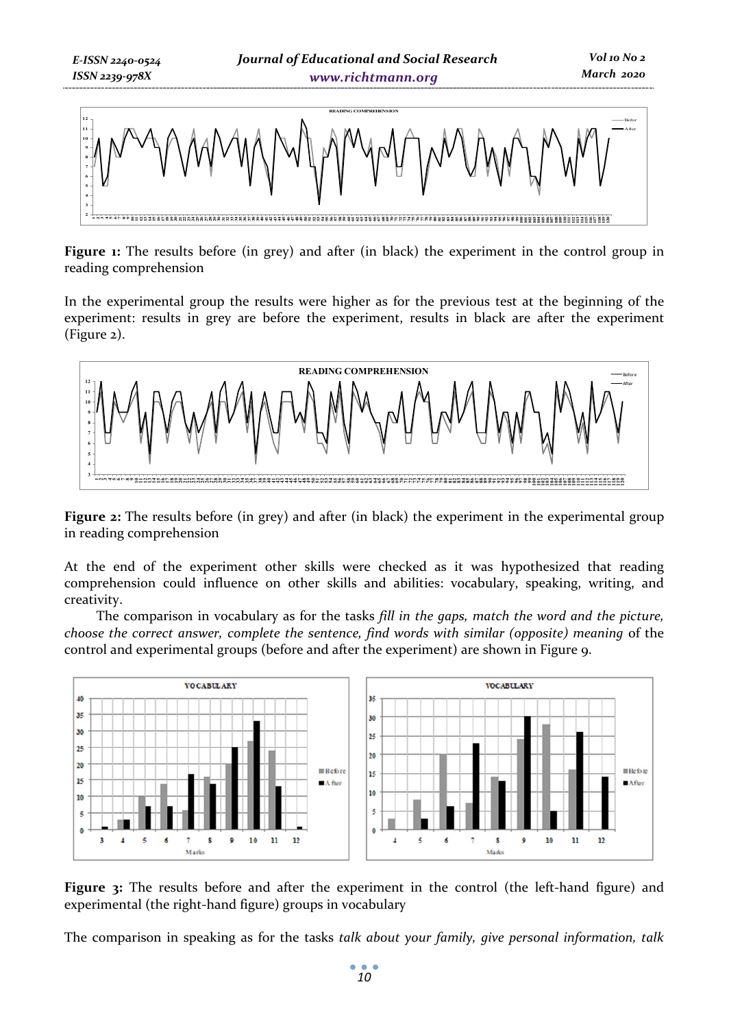**Figure 1:** The results before (in grey) and after (in black) the experiment in the control group in reading comprehension

In the experimental group the results were higher as for the previous test at the beginning of the experiment: results in grey are before the experiment, results in black are after the experiment (Figure 2).

**Figure 2:** The results before (in grey) and after (in black) the experiment in the experimental group in reading comprehension

At the end of the experiment other skills were checked as it was hypothesized that reading comprehension could influence on other skills and abilities: vocabulary, speaking, writing, and creativity.

The comparison in vocabulary as for the tasks *fill in the gaps, match the word and the picture, choose the correct answer, complete the sentence, find words with similar (opposite) meaning* of the control and experimental groups (before and after the experiment) are shown in Figure 9.

**Figure 3:** The results before and after the experiment in the control (the left-hand figure) and experimental (the right-hand figure) groups in vocabulary

The comparison in speaking as for the tasks *talk about your family, give personal information, talk*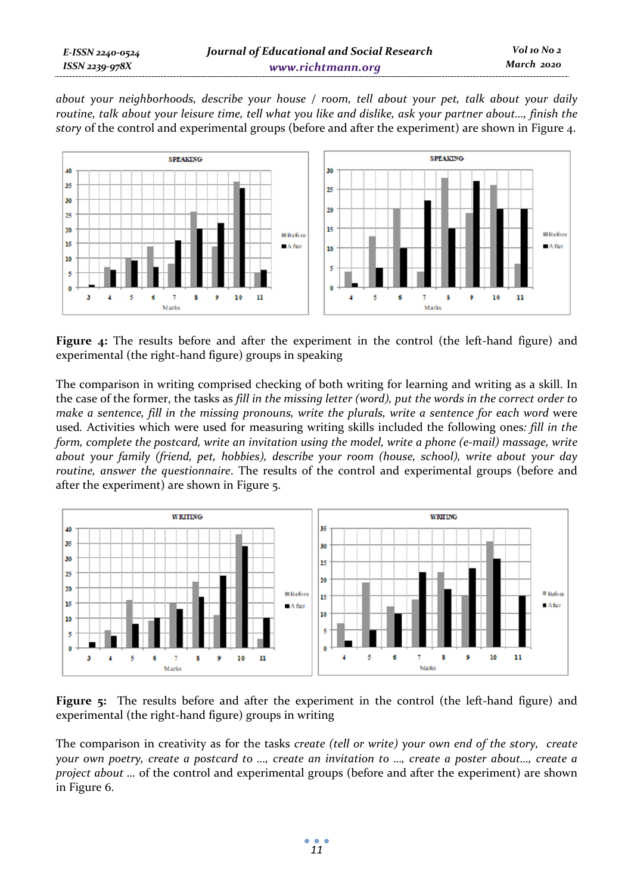*about your neighborhoods, describe your house / room, tell about your pet, talk about your daily routine, talk about your leisure time, tell what you like and dislike, ask your partner about…, finish the story* of the control and experimental groups (before and after the experiment) are shown in Figure 4.

**Figure 4:** The results before and after the experiment in the control (the left-hand figure) and experimental (the right-hand figure) groups in speaking

The comparison in writing comprised checking of both writing for learning and writing as a skill. In the case of the former, the tasks as *fill in the missing letter (word), put the words in the correct order to make a sentence, fill in the missing pronouns, write the plurals, write a sentence for each word* were used. Activities which were used for measuring writing skills included the following ones*: fill in the form, complete the postcard, write an invitation using the model, write a phone (e-mail) massage, write about your family (friend, pet, hobbies), describe your room (house, school), write about your day routine, answer the questionnaire*. The results of the control and experimental groups (before and after the experiment) are shown in Figure 5.

**Figure 5:** The results before and after the experiment in the control (the left-hand figure) and experimental (the right-hand figure) groups in writing

The comparison in creativity as for the tasks *create (tell or write) your own end of the story, create your own poetry, create a postcard to …, create an invitation to …, create a poster about…, create a project about …* of the control and experimental groups (before and after the experiment) are shown in Figure 6.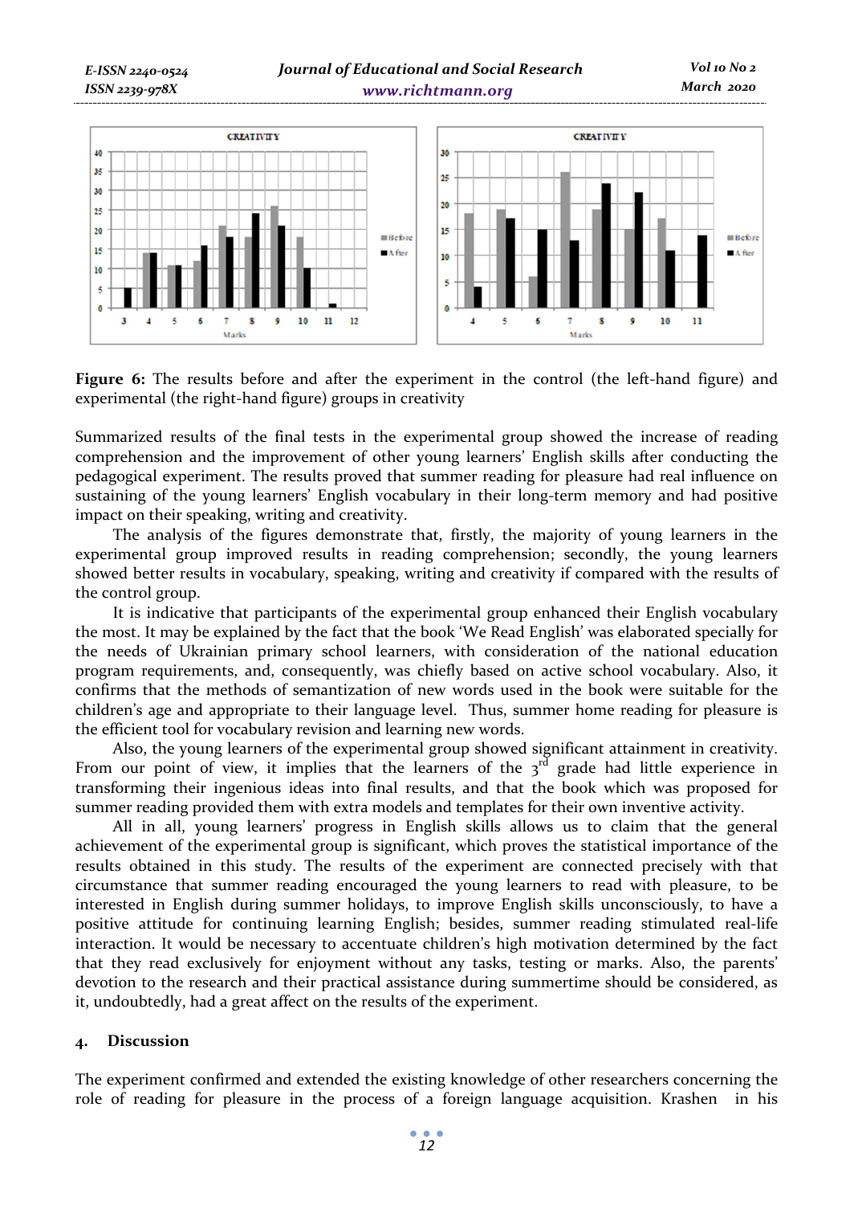**Figure 6:** The results before and after the experiment in the control (the left-hand figure) and experimental (the right-hand figure) groups in creativity

Summarized results of the final tests in the experimental group showed the increase of reading comprehension and the improvement of other young learners' English skills after conducting the pedagogical experiment. The results proved that summer reading for pleasure had real influence on sustaining of the young learners' English vocabulary in their long-term memory and had positive impact on their speaking, writing and creativity.

The analysis of the figures demonstrate that, firstly, the majority of young learners in the experimental group improved results in reading comprehension; secondly, the young learners showed better results in vocabulary, speaking, writing and creativity if compared with the results of the control group.

It is indicative that participants of the experimental group enhanced their English vocabulary the most. It may be explained by the fact that the book 'We Read English' was elaborated specially for the needs of Ukrainian primary school learners, with consideration of the national education program requirements, and, consequently, was chiefly based on active school vocabulary. Also, it confirms that the methods of semantization of new words used in the book were suitable for the children's age and appropriate to their language level. Thus, summer home reading for pleasure is the efficient tool for vocabulary revision and learning new words.

Also, the young learners of the experimental group showed significant attainment in creativity. From our point of view, it implies that the learners of the 3rd grade had little experience in transforming their ingenious ideas into final results, and that the book which was proposed for summer reading provided them with extra models and templates for their own inventive activity.

All in all, young learners' progress in English skills allows us to claim that the general achievement of the experimental group is significant, which proves the statistical importance of the results obtained in this study. The results of the experiment are connected precisely with that circumstance that summer reading encouraged the young learners to read with pleasure, to be interested in English during summer holidays, to improve English skills unconsciously, to have a positive attitude for continuing learning English; besides, summer reading stimulated real-life interaction. It would be necessary to accentuate children's high motivation determined by the fact that they read exclusively for enjoyment without any tasks, testing or marks. Also, the parents' devotion to the research and their practical assistance during summertime should be considered, as it, undoubtedly, had a great affect on the results of the experiment.

## 4. Discussion

The experiment confirmed and extended the existing knowledge of other researchers concerning the role of reading for pleasure in the process of a foreign language acquisition. Krashen in his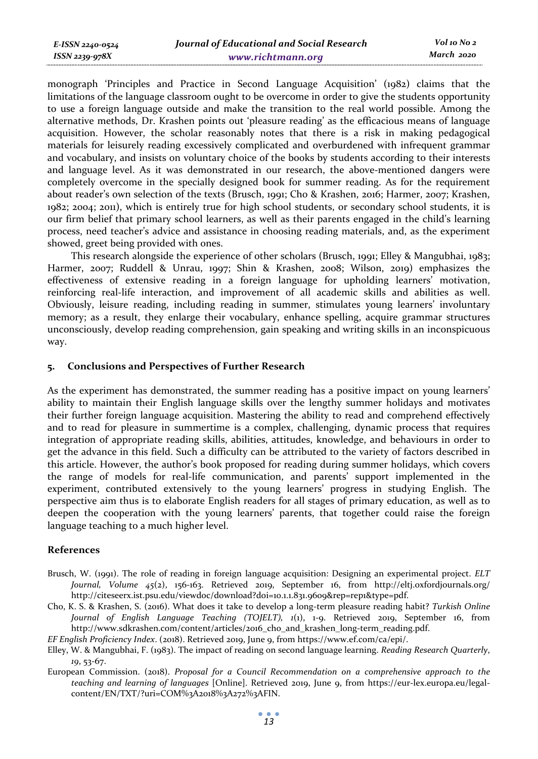monograph 'Principles and Practice in Second Language Acquisition' (1982) claims that the limitations of the language classroom ought to be overcome in order to give the students opportunity to use a foreign language outside and make the transition to the real world possible. Among the alternative methods, Dr. Krashen points out 'pleasure reading' as the efficacious means of language acquisition. However, the scholar reasonably notes that there is a risk in making pedagogical materials for leisurely reading excessively complicated and overburdened with infrequent grammar and vocabulary, and insists on voluntary choice of the books by students according to their interests and language level. As it was demonstrated in our research, the above-mentioned dangers were completely overcome in the specially designed book for summer reading. As for the requirement about reader's own selection of the texts (Brusch, 1991; Cho & Krashen, 2016; Harmer, 2007; Krashen, 1982; 2004; 2011), which is entirely true for high school students, or secondary school students, it is our firm belief that primary school learners, as well as their parents engaged in the child's learning process, need teacher's advice and assistance in choosing reading materials, and, as the experiment showed, greet being provided with ones.

This research alongside the experience of other scholars (Brusch, 1991; Elley & Mangubhai, 1983; Harmer, 2007; Ruddell & Unrau, 1997; Shin & Krashen, 2008; Wilson, 2019) emphasizes the effectiveness of extensive reading in a foreign language for upholding learners' motivation, reinforcing real-life interaction, and improvement of all academic skills and abilities as well. Obviously, leisure reading, including reading in summer, stimulates young learners' involuntary memory; as a result, they enlarge their vocabulary, enhance spelling, acquire grammar structures unconsciously, develop reading comprehension, gain speaking and writing skills in an inconspicuous way.

## 5. Conclusions and Perspectives of Further Research

As the experiment has demonstrated, the summer reading has a positive impact on young learners' ability to maintain their English language skills over the lengthy summer holidays and motivates their further foreign language acquisition. Mastering the ability to read and comprehend effectively and to read for pleasure in summertime is a complex, challenging, dynamic process that requires integration of appropriate reading skills, abilities, attitudes, knowledge, and behaviours in order to get the advance in this field. Such a difficulty can be attributed to the variety of factors described in this article. However, the author's book proposed for reading during summer holidays, which covers the range of models for real-life communication, and parents' support implemented in the experiment, contributed extensively to the young learners' progress in studying English. The perspective aim thus is to elaborate English readers for all stages of primary education, as well as to deepen the cooperation with the young learners' parents, that together could raise the foreign language teaching to a much higher level.

## References

Brusch, W. (1991). The role of reading in foreign language acquisition: Designing an experimental project. *ELT Journal, Volume 45*(2), 156-163. Retrieved 2019, September 16, from http://eltj.oxfordjournals.org/ http://citeseerx.ist.psu.edu/viewdoc/download?doi=10.1.1.831.9609&rep=rep1&type=pdf.

Cho, K. S. & Krashen, S. (2016). What does it take to develop a long-term pleasure reading habit? *Turkish Online Journal of English Language Teaching (TOJELT), 1*(1), 1-9. Retrieved 2019, September 16, from http://www.sdkrashen.com/content/articles/2016_cho_and_krashen_long-term_reading.pdf.

*EF English Proficiency Index*. (2018). Retrieved 2019, June 9, from https://www.ef.com/ca/epi/.

Elley, W. & Mangubhai, F. (1983). The impact of reading on second language learning. *Reading Research Quarterly*, *19*, 53-67.

European Commission. (2018). *Proposal for a Council Recommendation on a comprehensive approach to the teaching and learning of languages* [Online]. Retrieved 2019, June 9, from https://eur-lex.europa.eu/legal-content/EN/TXT/?uri=COM%3A2018%3A272%3AFIN.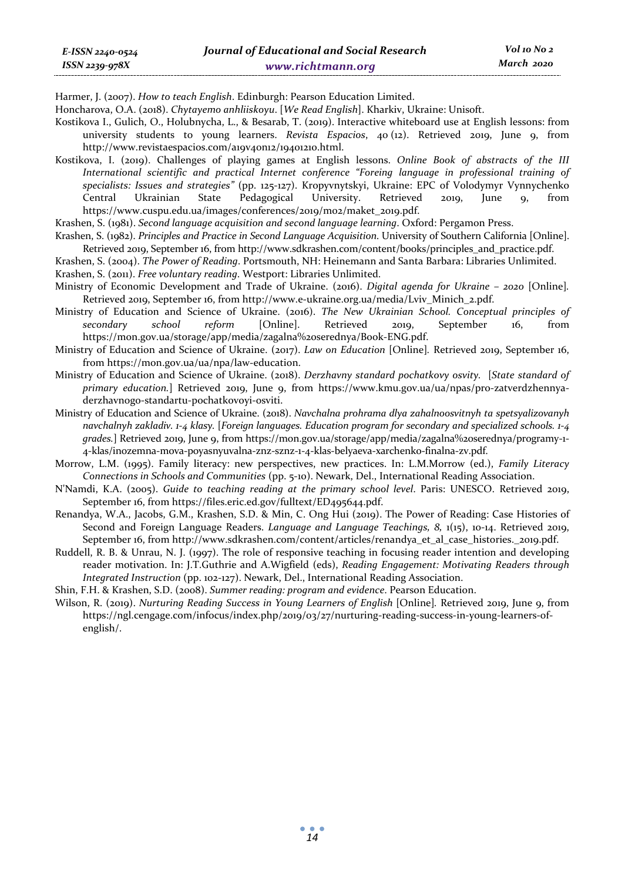Harmer, J. (2007). *How to teach English*. Edinburgh: Pearson Education Limited.

Honcharova, O.A. (2018). *Chytayemo anhliiskoyu*. [*We Read English*]. Kharkiv, Ukraine: Unisoft.

Kostikova I., Gulich, O., Holubnycha, L., & Besarab, T. (2019). Interactive whiteboard use at English lessons: from university students to young learners. *Revista Espacios*, 40 (12). Retrieved 2019, June 9, from http://www.revistaespacios.com/a19v40n12/19401210.html.

Kostikova, I. (2019). Challenges of playing games at English lessons. *Online Book of abstracts of the III International scientific and practical Internet conference "Foreing language in professional training of specialists: Issues and strategies"* (pp. 125-127). Kropyvnytskyi, Ukraine: EPC of Volodymyr Vynnychenko Central Ukrainian State Pedagogical University. Retrieved 2019, June 9, from https://www.cuspu.edu.ua/images/conferences/2019/mo2/maket_2019.pdf.

Krashen, S. (1981). *Second language acquisition and second language learning*. Oxford: Pergamon Press.

Krashen, S. (1982). *Principles and Practice in Second Language Acquisition.* University of Southern California [Online]. Retrieved 2019, September 16, from http://www.sdkrashen.com/content/books/principles_and_practice.pdf.

Krashen, S. (2004). *The Power of Reading*. Portsmouth, NH: Heinemann and Santa Barbara: Libraries Unlimited.

Krashen, S. (2011). *Free voluntary reading*. Westport: Libraries Unlimited.

Ministry of Economic Development and Trade of Ukraine. (2016). *Digital agenda for Ukraine – 2020* [Online]. Retrieved 2019, September 16, from http://www.e-ukraine.org.ua/media/Lviv_Minich_2.pdf.

Ministry of Education and Science of Ukraine. (2016). *The New Ukrainian School. Conceptual principles of secondary school reform* [Online]. Retrieved 2019, September 16, from https://mon.gov.ua/storage/app/media/zagalna%20serednya/Book-ENG.pdf.

Ministry of Education and Science of Ukraine. (2017). *Law on Education* [Online]. Retrieved 2019, September 16, from https://mon.gov.ua/ua/npa/law-education.

Ministry of Education and Science of Ukraine. (2018). *Derzhavny standard pochatkovy osvity.* [*State standard of primary education.*] Retrieved 2019, June 9, from https://www.kmu.gov.ua/ua/npas/pro-zatverdzhennya-derzhavnogo-standartu-pochatkovoyi-osviti.

Ministry of Education and Science of Ukraine. (2018). *Navchalna prohrama dlya zahalnoosvitnyh ta spetsyalizovanyh navchalnyh zakladiv. 1-4 klasy.* [*Foreign languages. Education program for secondary and specialized schools. 1-4 grades.*] Retrieved 2019, June 9, from https://mon.gov.ua/storage/app/media/zagalna%20serednya/programy-1-4-klas/inozemna-mova-poyasnyuvalna-znz-sznz-1-4-klas-belyaeva-xarchenko-finalna-zv.pdf.

Morrow, L.M. (1995). Family literacy: new perspectives, new practices. In: L.M.Morrow (ed.), *Family Literacy Connections in Schools and Communities* (pp. 5-10). Newark, Del., International Reading Association.

N'Namdi, K.A. (2005). *Guide to teaching reading at the primary school level*. Paris: UNESCO. Retrieved 2019, September 16, from https://files.eric.ed.gov/fulltext/ED495644.pdf.

Renandya, W.A., Jacobs, G.M., Krashen, S.D. & Min, C. Ong Hui (2019). The Power of Reading: Case Histories of Second and Foreign Language Readers. *Language and Language Teachings, 8,* 1(15), 10-14. Retrieved 2019, September 16, from http://www.sdkrashen.com/content/articles/renandya_et_al_case_histories._2019.pdf.

Ruddell, R. B. & Unrau, N. J. (1997). The role of responsive teaching in focusing reader intention and developing reader motivation. In: J.T.Guthrie and A.Wigfield (eds), *Reading Engagement: Motivating Readers through Integrated Instruction* (pp. 102-127). Newark, Del., International Reading Association.

Shin, F.H. & Krashen, S.D. (2008). *Summer reading: program and evidence*. Pearson Education.

Wilson, R. (2019). *Nurturing Reading Success in Young Learners of English* [Online]. Retrieved 2019, June 9, from https://ngl.cengage.com/infocus/index.php/2019/03/27/nurturing-reading-success-in-young-learners-of-english/.